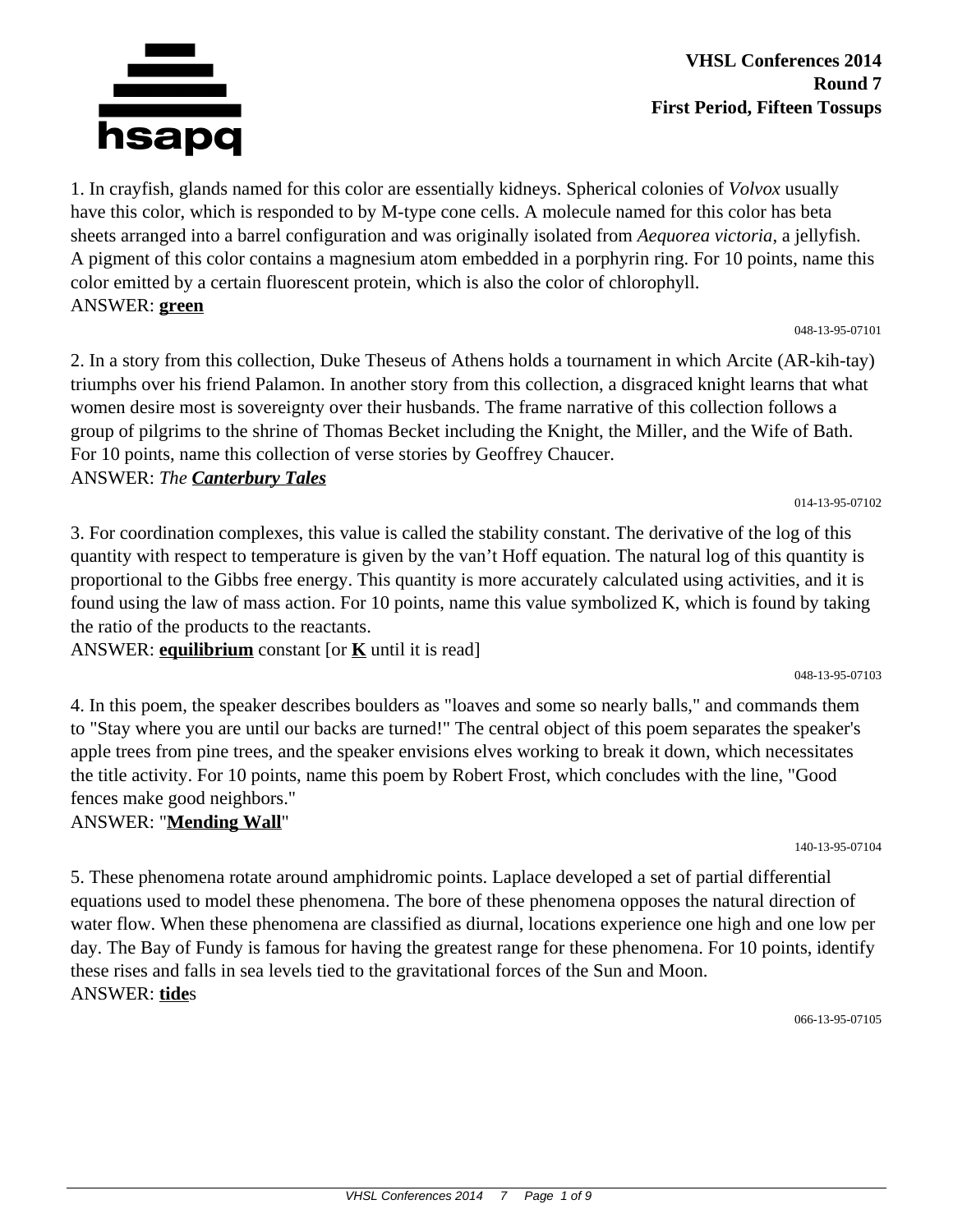**VHSL Conferences 2014**
**Round 7**
**First Period, Fifteen Tossups**

1. In crayfish, glands named for this color are essentially kidneys. Spherical colonies of *Volvox* usually have this color, which is responded to by M-type cone cells. A molecule named for this color has beta sheets arranged into a barrel configuration and was originally isolated from *Aequorea victoria*, a jellyfish. A pigment of this color contains a magnesium atom embedded in a porphyrin ring. For 10 points, name this color emitted by a certain fluorescent protein, which is also the color of chlorophyll.
ANSWER: **green**

048-13-95-07101

2. In a story from this collection, Duke Theseus of Athens holds a tournament in which Arcite (AR-kih-tay) triumphs over his friend Palamon. In another story from this collection, a disgraced knight learns that what women desire most is sovereignty over their husbands. The frame narrative of this collection follows a group of pilgrims to the shrine of Thomas Becket including the Knight, the Miller, and the Wife of Bath. For 10 points, name this collection of verse stories by Geoffrey Chaucer.
ANSWER: *The* ***Canterbury Tales***

014-13-95-07102

3. For coordination complexes, this value is called the stability constant. The derivative of the log of this quantity with respect to temperature is given by the van't Hoff equation. The natural log of this quantity is proportional to the Gibbs free energy. This quantity is more accurately calculated using activities, and it is found using the law of mass action. For 10 points, name this value symbolized K, which is found by taking the ratio of the products to the reactants.
ANSWER: **equilibrium** constant [or **K** until it is read]

048-13-95-07103

4. In this poem, the speaker describes boulders as "loaves and some so nearly balls," and commands them to "Stay where you are until our backs are turned!" The central object of this poem separates the speaker's apple trees from pine trees, and the speaker envisions elves working to break it down, which necessitates the title activity. For 10 points, name this poem by Robert Frost, which concludes with the line, "Good fences make good neighbors."
ANSWER: "**Mending Wall**"

140-13-95-07104

5. These phenomena rotate around amphidromic points. Laplace developed a set of partial differential equations used to model these phenomena. The bore of these phenomena opposes the natural direction of water flow. When these phenomena are classified as diurnal, locations experience one high and one low per day. The Bay of Fundy is famous for having the greatest range for these phenomena. For 10 points, identify these rises and falls in sea levels tied to the gravitational forces of the Sun and Moon.
ANSWER: **tide**s

066-13-95-07105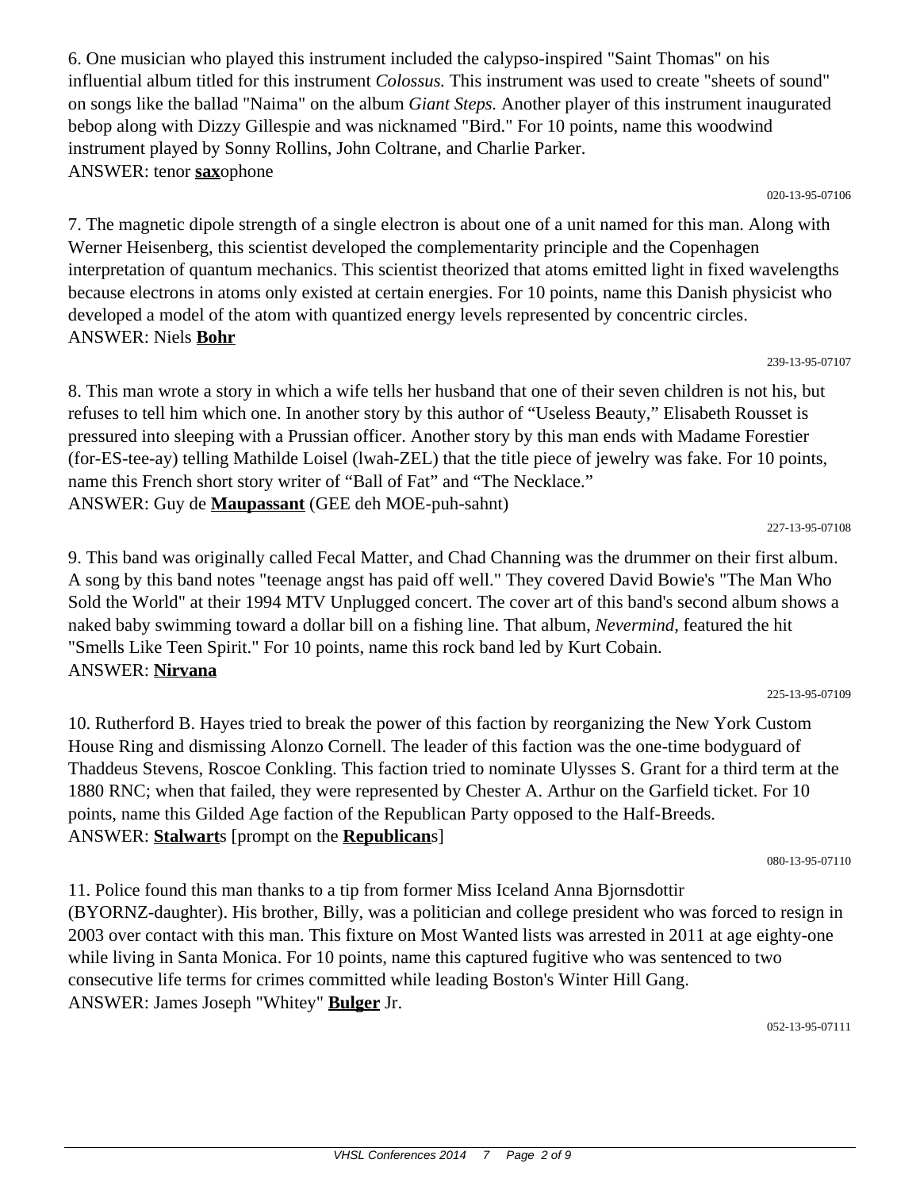6. One musician who played this instrument included the calypso-inspired "Saint Thomas" on his influential album titled for this instrument *Colossus.* This instrument was used to create "sheets of sound" on songs like the ballad "Naima" on the album *Giant Steps.* Another player of this instrument inaugurated bebop along with Dizzy Gillespie and was nicknamed "Bird." For 10 points, name this woodwind instrument played by Sonny Rollins, John Coltrane, and Charlie Parker.
ANSWER: tenor **<u>sax</u>**ophone

020-13-95-07106

7. The magnetic dipole strength of a single electron is about one of a unit named for this man. Along with Werner Heisenberg, this scientist developed the complementarity principle and the Copenhagen interpretation of quantum mechanics. This scientist theorized that atoms emitted light in fixed wavelengths because electrons in atoms only existed at certain energies. For 10 points, name this Danish physicist who developed a model of the atom with quantized energy levels represented by concentric circles.
ANSWER: Niels **<u>Bohr</u>**

239-13-95-07107

8. This man wrote a story in which a wife tells her husband that one of their seven children is not his, but refuses to tell him which one. In another story by this author of "Useless Beauty," Elisabeth Rousset is pressured into sleeping with a Prussian officer. Another story by this man ends with Madame Forestier (for-ES-tee-ay) telling Mathilde Loisel (lwah-ZEL) that the title piece of jewelry was fake. For 10 points, name this French short story writer of "Ball of Fat" and "The Necklace."
ANSWER: Guy de **<u>Maupassant</u>** (GEE deh MOE-puh-sahnt)

227-13-95-07108

9. This band was originally called Fecal Matter, and Chad Channing was the drummer on their first album. A song by this band notes "teenage angst has paid off well." They covered David Bowie's "The Man Who Sold the World" at their 1994 MTV Unplugged concert. The cover art of this band's second album shows a naked baby swimming toward a dollar bill on a fishing line. That album, *Nevermind,* featured the hit "Smells Like Teen Spirit." For 10 points, name this rock band led by Kurt Cobain.
ANSWER: **<u>Nirvana</u>**

225-13-95-07109

10. Rutherford B. Hayes tried to break the power of this faction by reorganizing the New York Custom House Ring and dismissing Alonzo Cornell. The leader of this faction was the one-time bodyguard of Thaddeus Stevens, Roscoe Conkling. This faction tried to nominate Ulysses S. Grant for a third term at the 1880 RNC; when that failed, they were represented by Chester A. Arthur on the Garfield ticket. For 10 points, name this Gilded Age faction of the Republican Party opposed to the Half-Breeds.
ANSWER: **<u>Stalwart</u>**s [prompt on the **<u>Republican</u>**s]

080-13-95-07110

11. Police found this man thanks to a tip from former Miss Iceland Anna Bjornsdottir (BYORNZ-daughter). His brother, Billy, was a politician and college president who was forced to resign in 2003 over contact with this man. This fixture on Most Wanted lists was arrested in 2011 at age eighty-one while living in Santa Monica. For 10 points, name this captured fugitive who was sentenced to two consecutive life terms for crimes committed while leading Boston's Winter Hill Gang.
ANSWER: James Joseph "Whitey" **<u>Bulger</u>** Jr.

052-13-95-07111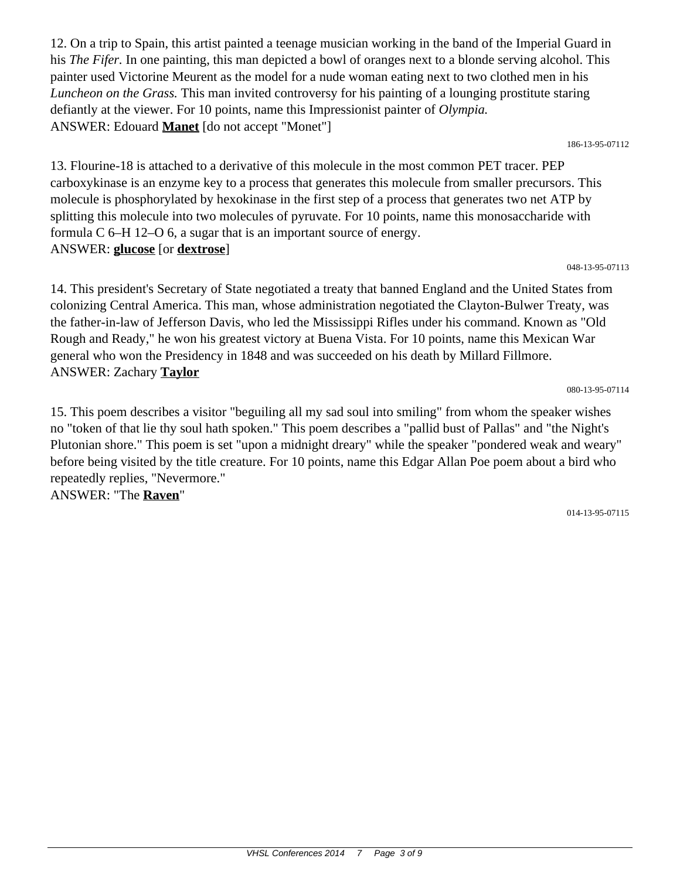12. On a trip to Spain, this artist painted a teenage musician working in the band of the Imperial Guard in his *The Fifer*. In one painting, this man depicted a bowl of oranges next to a blonde serving alcohol. This painter used Victorine Meurent as the model for a nude woman eating next to two clothed men in his *Luncheon on the Grass.* This man invited controversy for his painting of a lounging prostitute staring defiantly at the viewer. For 10 points, name this Impressionist painter of *Olympia.*
ANSWER: Edouard **Manet** [do not accept "Monet"]

186-13-95-07112

13. Flourine-18 is attached to a derivative of this molecule in the most common PET tracer. PEP carboxykinase is an enzyme key to a process that generates this molecule from smaller precursors. This molecule is phosphorylated by hexokinase in the first step of a process that generates two net ATP by splitting this molecule into two molecules of pyruvate. For 10 points, name this monosaccharide with formula C 6–H 12–O 6, a sugar that is an important source of energy.
ANSWER: **glucose** [or **dextrose**]

048-13-95-07113

14. This president's Secretary of State negotiated a treaty that banned England and the United States from colonizing Central America. This man, whose administration negotiated the Clayton-Bulwer Treaty, was the father-in-law of Jefferson Davis, who led the Mississippi Rifles under his command. Known as "Old Rough and Ready," he won his greatest victory at Buena Vista. For 10 points, name this Mexican War general who won the Presidency in 1848 and was succeeded on his death by Millard Fillmore.
ANSWER: Zachary **Taylor**

080-13-95-07114

15. This poem describes a visitor "beguiling all my sad soul into smiling" from whom the speaker wishes no "token of that lie thy soul hath spoken." This poem describes a "pallid bust of Pallas" and "the Night's Plutonian shore." This poem is set "upon a midnight dreary" while the speaker "pondered weak and weary" before being visited by the title creature. For 10 points, name this Edgar Allan Poe poem about a bird who repeatedly replies, "Nevermore."
ANSWER: "The **Raven**"

014-13-95-07115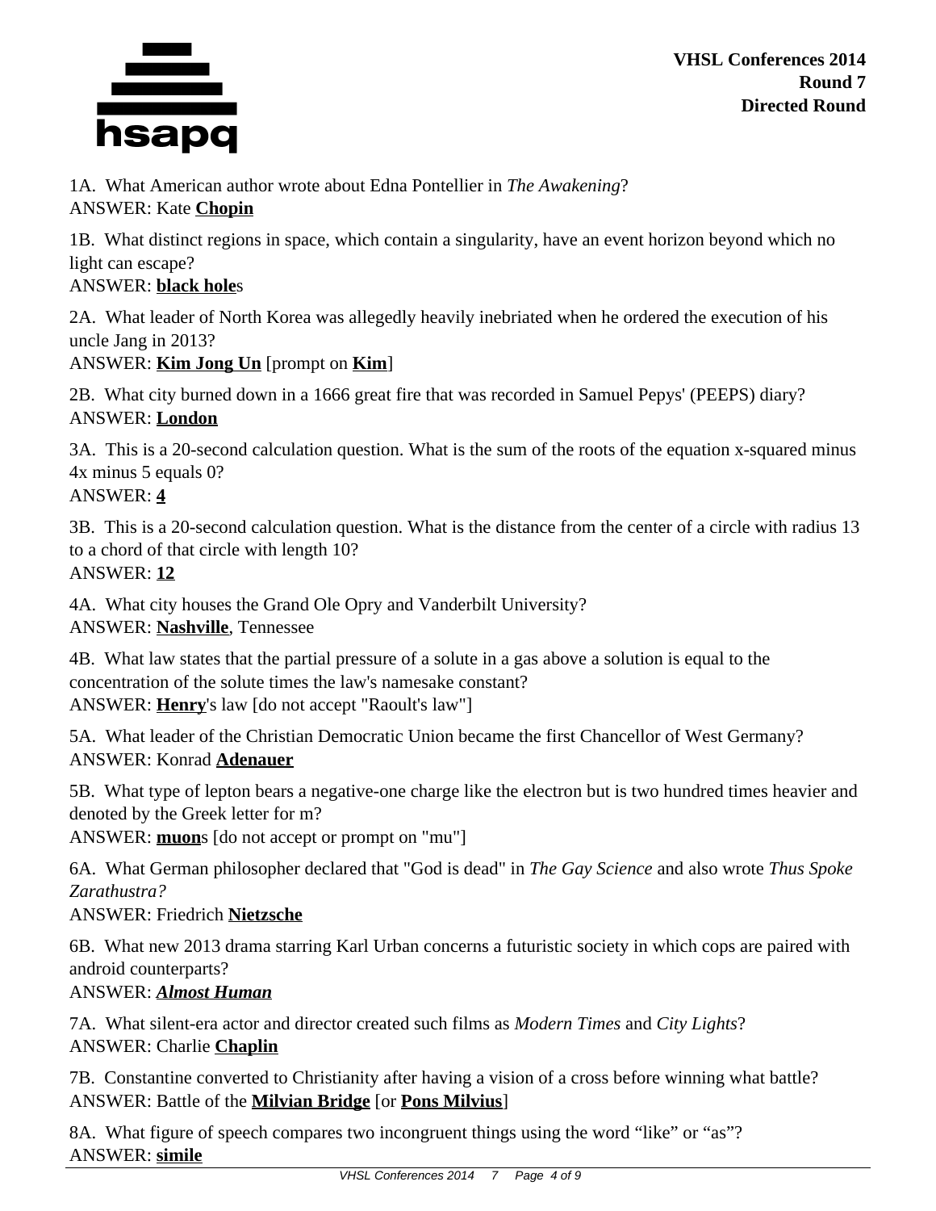**VHSL Conferences 2014**
**Round 7**
**Directed Round**

1A. What American author wrote about Edna Pontellier in *The Awakening*?
ANSWER: Kate **Chopin**

1B. What distinct regions in space, which contain a singularity, have an event horizon beyond which no light can escape?
ANSWER: **black hole**s

2A. What leader of North Korea was allegedly heavily inebriated when he ordered the execution of his uncle Jang in 2013?
ANSWER: **Kim Jong Un** [prompt on **Kim**]

2B. What city burned down in a 1666 great fire that was recorded in Samuel Pepys' (PEEPS) diary?
ANSWER: **London**

3A. This is a 20-second calculation question. What is the sum of the roots of the equation x-squared minus 4x minus 5 equals 0?
ANSWER: **4**

3B. This is a 20-second calculation question. What is the distance from the center of a circle with radius 13 to a chord of that circle with length 10?
ANSWER: **12**

4A. What city houses the Grand Ole Opry and Vanderbilt University?
ANSWER: **Nashville**, Tennessee

4B. What law states that the partial pressure of a solute in a gas above a solution is equal to the concentration of the solute times the law's namesake constant?
ANSWER: **Henry**'s law [do not accept "Raoult's law"]

5A. What leader of the Christian Democratic Union became the first Chancellor of West Germany?
ANSWER: Konrad **Adenauer**

5B. What type of lepton bears a negative-one charge like the electron but is two hundred times heavier and denoted by the Greek letter for m?
ANSWER: **muon**s [do not accept or prompt on "mu"]

6A. What German philosopher declared that "God is dead" in *The Gay Science* and also wrote *Thus Spoke Zarathustra?*
ANSWER: Friedrich **Nietzsche**

6B. What new 2013 drama starring Karl Urban concerns a futuristic society in which cops are paired with android counterparts?
ANSWER: ***Almost Human***

7A. What silent-era actor and director created such films as *Modern Times* and *City Lights*?
ANSWER: Charlie **Chaplin**

7B. Constantine converted to Christianity after having a vision of a cross before winning what battle?
ANSWER: Battle of the **Milvian Bridge** [or **Pons Milvius**]

8A. What figure of speech compares two incongruent things using the word "like" or "as"?
ANSWER: **simile**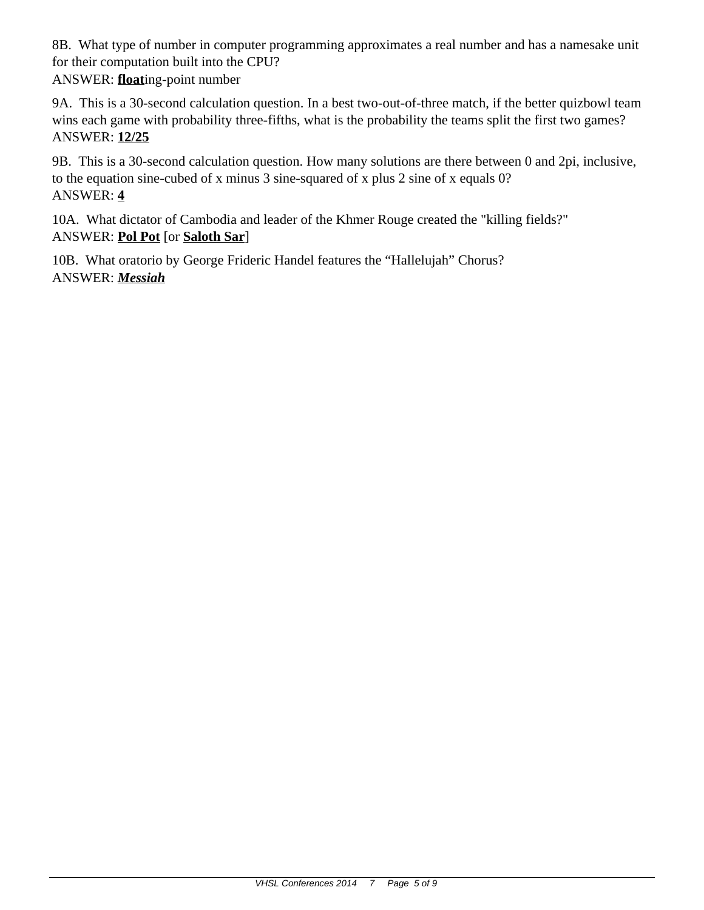8B. What type of number in computer programming approximates a real number and has a namesake unit for their computation built into the CPU?
ANSWER: **float**ing-point number

9A. This is a 30-second calculation question. In a best two-out-of-three match, if the better quizbowl team wins each game with probability three-fifths, what is the probability the teams split the first two games?
ANSWER: **12/25**

9B. This is a 30-second calculation question. How many solutions are there between 0 and 2pi, inclusive, to the equation sine-cubed of x minus 3 sine-squared of x plus 2 sine of x equals 0?
ANSWER: **4**

10A. What dictator of Cambodia and leader of the Khmer Rouge created the "killing fields?"
ANSWER: **Pol Pot** [or **Saloth Sar**]

10B. What oratorio by George Frideric Handel features the "Hallelujah" Chorus?
ANSWER: ***Messiah***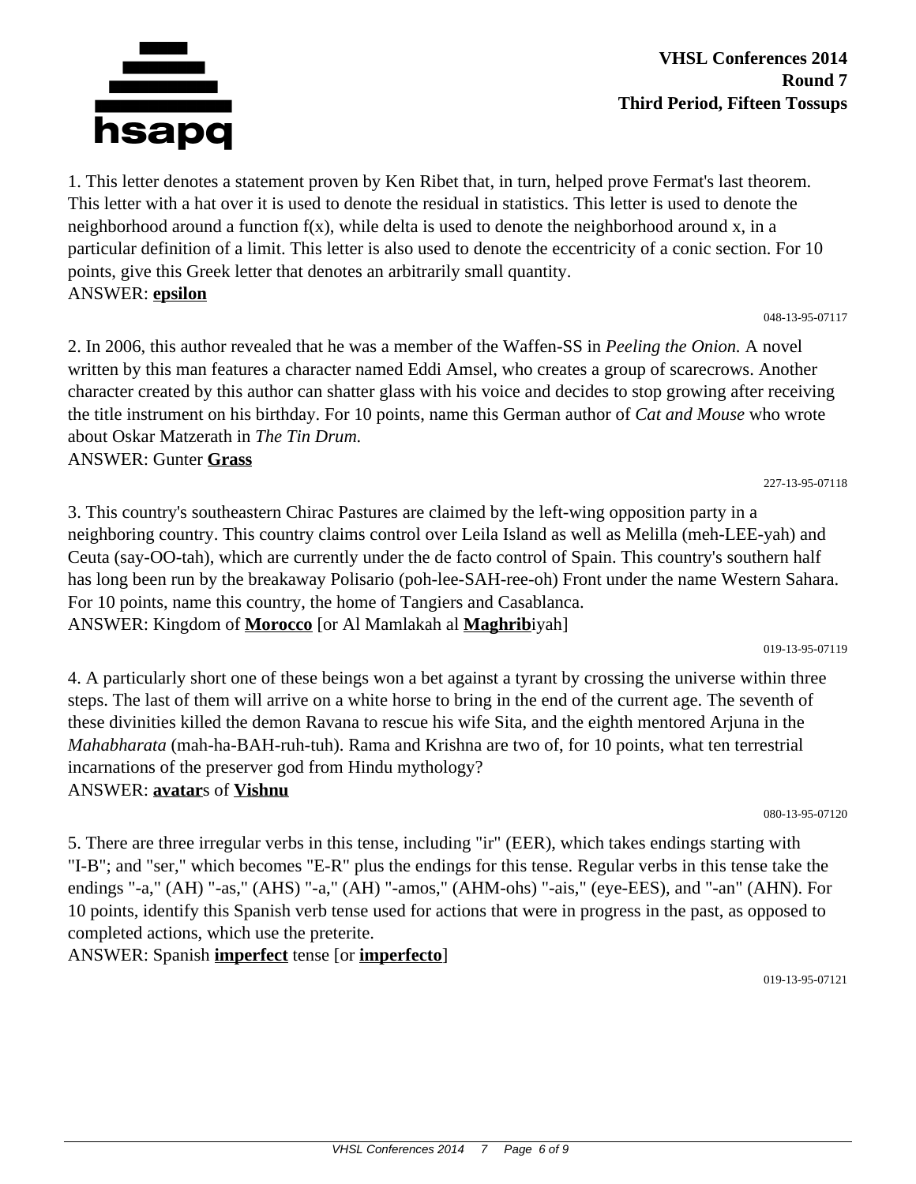**VHSL Conferences 2014**
**Round 7**
**Third Period, Fifteen Tossups**

1. This letter denotes a statement proven by Ken Ribet that, in turn, helped prove Fermat's last theorem. This letter with a hat over it is used to denote the residual in statistics. This letter is used to denote the neighborhood around a function f(x), while delta is used to denote the neighborhood around x, in a particular definition of a limit. This letter is also used to denote the eccentricity of a conic section. For 10 points, give this Greek letter that denotes an arbitrarily small quantity.
ANSWER: **epsilon**

048-13-95-07117

2. In 2006, this author revealed that he was a member of the Waffen-SS in *Peeling the Onion.* A novel written by this man features a character named Eddi Amsel, who creates a group of scarecrows. Another character created by this author can shatter glass with his voice and decides to stop growing after receiving the title instrument on his birthday. For 10 points, name this German author of *Cat and Mouse* who wrote about Oskar Matzerath in *The Tin Drum.*
ANSWER: Gunter **Grass**

227-13-95-07118

3. This country's southeastern Chirac Pastures are claimed by the left-wing opposition party in a neighboring country. This country claims control over Leila Island as well as Melilla (meh-LEE-yah) and Ceuta (say-OO-tah), which are currently under the de facto control of Spain. This country's southern half has long been run by the breakaway Polisario (poh-lee-SAH-ree-oh) Front under the name Western Sahara. For 10 points, name this country, the home of Tangiers and Casablanca.
ANSWER: Kingdom of **Morocco** [or Al Mamlakah al **Maghrib**iyah]

019-13-95-07119

4. A particularly short one of these beings won a bet against a tyrant by crossing the universe within three steps. The last of them will arrive on a white horse to bring in the end of the current age. The seventh of these divinities killed the demon Ravana to rescue his wife Sita, and the eighth mentored Arjuna in the *Mahabharata* (mah-ha-BAH-ruh-tuh). Rama and Krishna are two of, for 10 points, what ten terrestrial incarnations of the preserver god from Hindu mythology?
ANSWER: **avatar**s of **Vishnu**

080-13-95-07120

5. There are three irregular verbs in this tense, including "ir" (EER), which takes endings starting with "I-B"; and "ser," which becomes "E-R" plus the endings for this tense. Regular verbs in this tense take the endings "-a," (AH) "-as," (AHS) "-a," (AH) "-amos," (AHM-ohs) "-ais," (eye-EES), and "-an" (AHN). For 10 points, identify this Spanish verb tense used for actions that were in progress in the past, as opposed to completed actions, which use the preterite.
ANSWER: Spanish **imperfect** tense [or **imperfecto**]

019-13-95-07121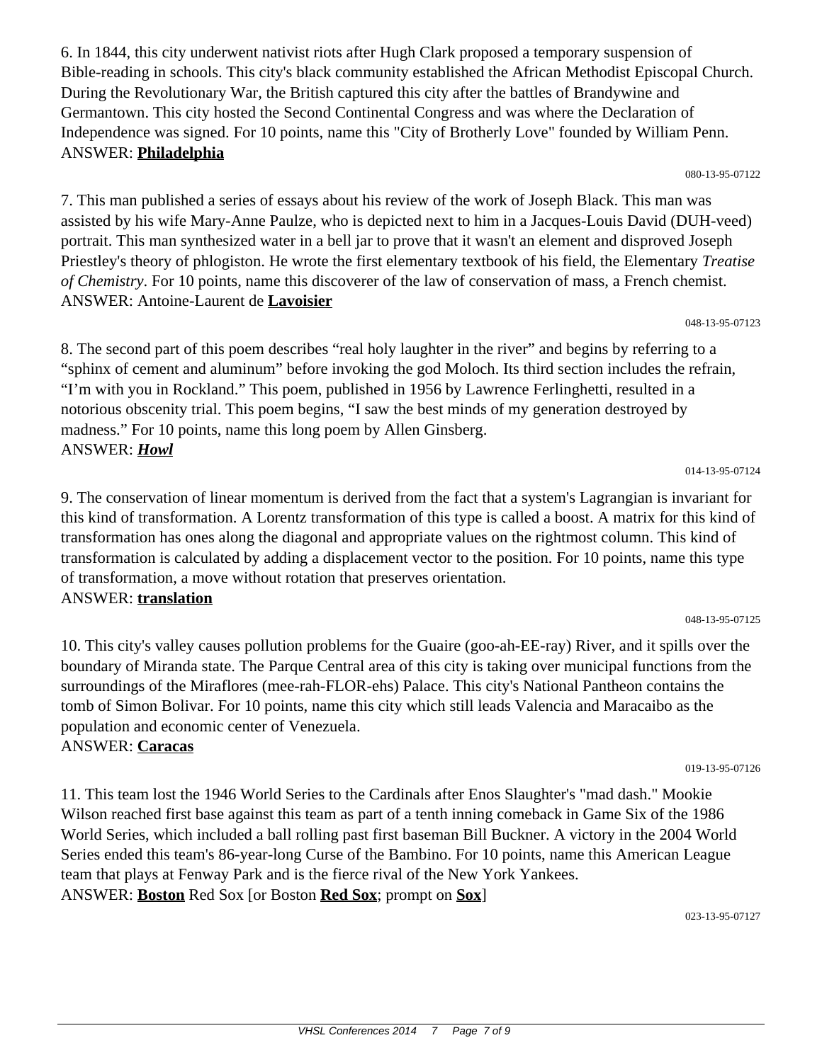6. In 1844, this city underwent nativist riots after Hugh Clark proposed a temporary suspension of Bible-reading in schools. This city's black community established the African Methodist Episcopal Church. During the Revolutionary War, the British captured this city after the battles of Brandywine and Germantown. This city hosted the Second Continental Congress and was where the Declaration of Independence was signed. For 10 points, name this "City of Brotherly Love" founded by William Penn.
ANSWER: **Philadelphia**

080-13-95-07122

7. This man published a series of essays about his review of the work of Joseph Black. This man was assisted by his wife Mary-Anne Paulze, who is depicted next to him in a Jacques-Louis David (DUH-veed) portrait. This man synthesized water in a bell jar to prove that it wasn't an element and disproved Joseph Priestley's theory of phlogiston. He wrote the first elementary textbook of his field, the Elementary *Treatise of Chemistry*. For 10 points, name this discoverer of the law of conservation of mass, a French chemist.
ANSWER: Antoine-Laurent de **Lavoisier**

048-13-95-07123

8. The second part of this poem describes "real holy laughter in the river" and begins by referring to a "sphinx of cement and aluminum" before invoking the god Moloch. Its third section includes the refrain, "I'm with you in Rockland." This poem, published in 1956 by Lawrence Ferlinghetti, resulted in a notorious obscenity trial. This poem begins, "I saw the best minds of my generation destroyed by madness." For 10 points, name this long poem by Allen Ginsberg.
ANSWER: ***Howl***

014-13-95-07124

9. The conservation of linear momentum is derived from the fact that a system's Lagrangian is invariant for this kind of transformation. A Lorentz transformation of this type is called a boost. A matrix for this kind of transformation has ones along the diagonal and appropriate values on the rightmost column. This kind of transformation is calculated by adding a displacement vector to the position. For 10 points, name this type of transformation, a move without rotation that preserves orientation.
ANSWER: **translation**

048-13-95-07125

10. This city's valley causes pollution problems for the Guaire (goo-ah-EE-ray) River, and it spills over the boundary of Miranda state. The Parque Central area of this city is taking over municipal functions from the surroundings of the Miraflores (mee-rah-FLOR-ehs) Palace. This city's National Pantheon contains the tomb of Simon Bolivar. For 10 points, name this city which still leads Valencia and Maracaibo as the population and economic center of Venezuela.
ANSWER: **Caracas**

019-13-95-07126

11. This team lost the 1946 World Series to the Cardinals after Enos Slaughter's "mad dash." Mookie Wilson reached first base against this team as part of a tenth inning comeback in Game Six of the 1986 World Series, which included a ball rolling past first baseman Bill Buckner. A victory in the 2004 World Series ended this team's 86-year-long Curse of the Bambino. For 10 points, name this American League team that plays at Fenway Park and is the fierce rival of the New York Yankees.
ANSWER: **Boston** Red Sox [or Boston **Red Sox**; prompt on **Sox**]

023-13-95-07127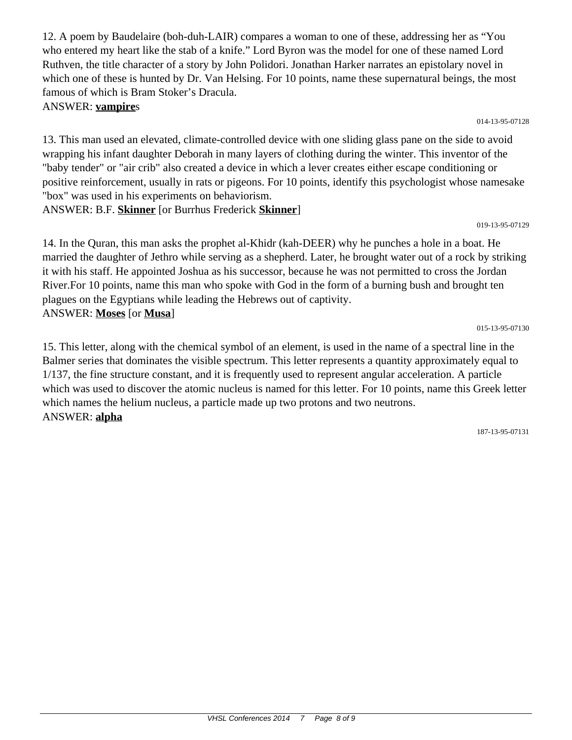12. A poem by Baudelaire (boh-duh-LAIR) compares a woman to one of these, addressing her as "You who entered my heart like the stab of a knife." Lord Byron was the model for one of these named Lord Ruthven, the title character of a story by John Polidori. Jonathan Harker narrates an epistolary novel in which one of these is hunted by Dr. Van Helsing. For 10 points, name these supernatural beings, the most famous of which is Bram Stoker's Dracula.

ANSWER: **vampire**s

014-13-95-07128

13. This man used an elevated, climate-controlled device with one sliding glass pane on the side to avoid wrapping his infant daughter Deborah in many layers of clothing during the winter. This inventor of the "baby tender" or "air crib" also created a device in which a lever creates either escape conditioning or positive reinforcement, usually in rats or pigeons. For 10 points, identify this psychologist whose namesake "box" was used in his experiments on behaviorism.

ANSWER: B.F. **Skinner** [or Burrhus Frederick **Skinner**]

019-13-95-07129

14. In the Quran, this man asks the prophet al-Khidr (kah-DEER) why he punches a hole in a boat. He married the daughter of Jethro while serving as a shepherd. Later, he brought water out of a rock by striking it with his staff. He appointed Joshua as his successor, because he was not permitted to cross the Jordan River.For 10 points, name this man who spoke with God in the form of a burning bush and brought ten plagues on the Egyptians while leading the Hebrews out of captivity.

ANSWER: **Moses** [or **Musa**]

015-13-95-07130

15. This letter, along with the chemical symbol of an element, is used in the name of a spectral line in the Balmer series that dominates the visible spectrum. This letter represents a quantity approximately equal to 1/137, the fine structure constant, and it is frequently used to represent angular acceleration. A particle which was used to discover the atomic nucleus is named for this letter. For 10 points, name this Greek letter which names the helium nucleus, a particle made up two protons and two neutrons.

ANSWER: **alpha**

187-13-95-07131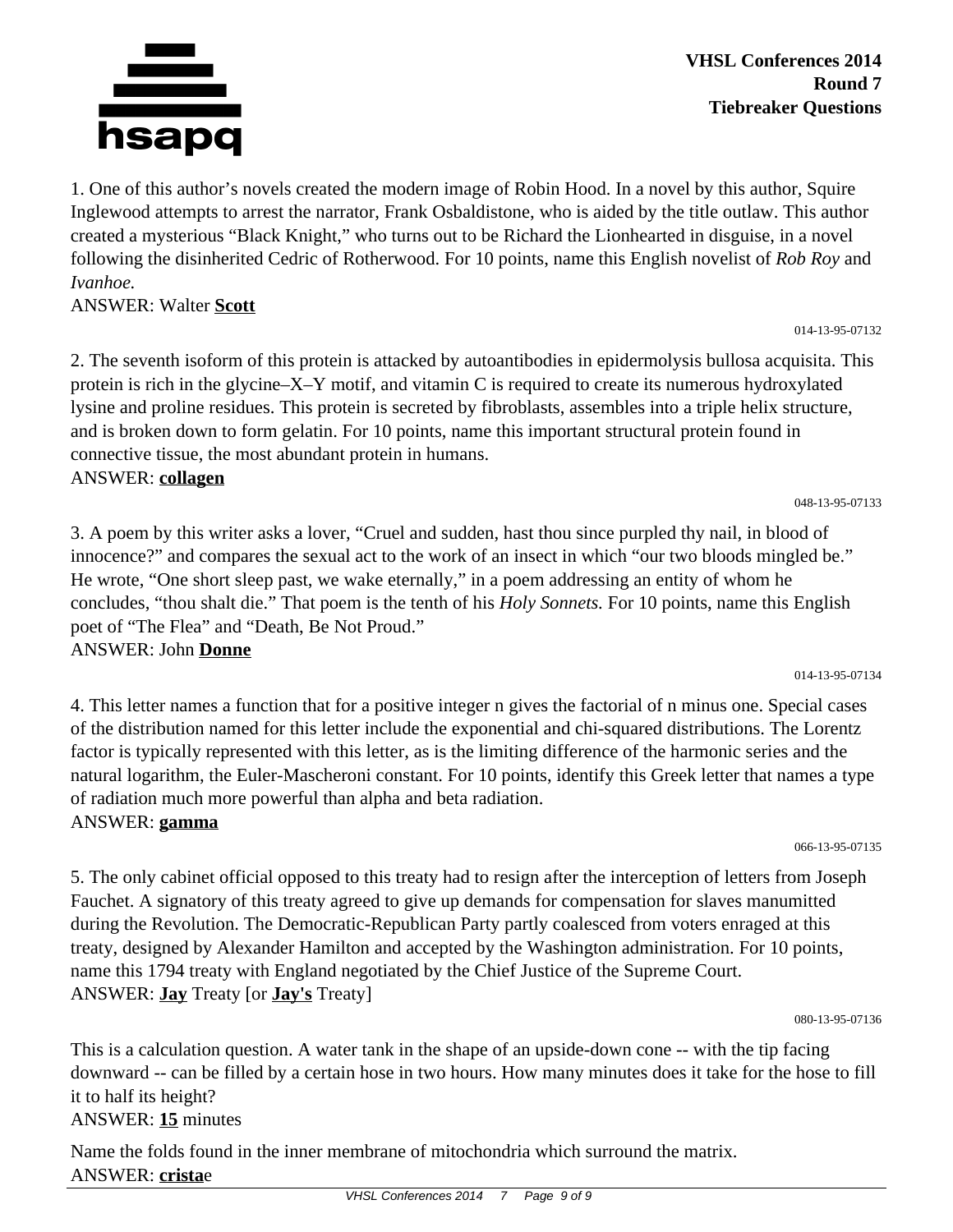# VHSL Conferences 2014
## Round 7
## Tiebreaker Questions

1. One of this author's novels created the modern image of Robin Hood. In a novel by this author, Squire Inglewood attempts to arrest the narrator, Frank Osbaldistone, who is aided by the title outlaw. This author created a mysterious "Black Knight," who turns out to be Richard the Lionhearted in disguise, in a novel following the disinherited Cedric of Rotherwood. For 10 points, name this English novelist of *Rob Roy* and *Ivanhoe.*

ANSWER: Walter **Scott**

014-13-95-07132

2. The seventh isoform of this protein is attacked by autoantibodies in epidermolysis bullosa acquisita. This protein is rich in the glycine–X–Y motif, and vitamin C is required to create its numerous hydroxylated lysine and proline residues. This protein is secreted by fibroblasts, assembles into a triple helix structure, and is broken down to form gelatin. For 10 points, name this important structural protein found in connective tissue, the most abundant protein in humans.

ANSWER: **collagen**

048-13-95-07133

3. A poem by this writer asks a lover, "Cruel and sudden, hast thou since purpled thy nail, in blood of innocence?" and compares the sexual act to the work of an insect in which "our two bloods mingled be." He wrote, "One short sleep past, we wake eternally," in a poem addressing an entity of whom he concludes, "thou shalt die." That poem is the tenth of his *Holy Sonnets.* For 10 points, name this English poet of "The Flea" and "Death, Be Not Proud."

ANSWER: John **Donne**

014-13-95-07134

4. This letter names a function that for a positive integer n gives the factorial of n minus one. Special cases of the distribution named for this letter include the exponential and chi-squared distributions. The Lorentz factor is typically represented with this letter, as is the limiting difference of the harmonic series and the natural logarithm, the Euler-Mascheroni constant. For 10 points, identify this Greek letter that names a type of radiation much more powerful than alpha and beta radiation.

ANSWER: **gamma**

066-13-95-07135

5. The only cabinet official opposed to this treaty had to resign after the interception of letters from Joseph Fauchet. A signatory of this treaty agreed to give up demands for compensation for slaves manumitted during the Revolution. The Democratic-Republican Party partly coalesced from voters enraged at this treaty, designed by Alexander Hamilton and accepted by the Washington administration. For 10 points, name this 1794 treaty with England negotiated by the Chief Justice of the Supreme Court.

ANSWER: **Jay** Treaty [or **Jay's** Treaty]

080-13-95-07136

This is a calculation question. A water tank in the shape of an upside-down cone -- with the tip facing downward -- can be filled by a certain hose in two hours. How many minutes does it take for the hose to fill it to half its height?

ANSWER: **15** minutes

Name the folds found in the inner membrane of mitochondria which surround the matrix.

ANSWER: **crista**e